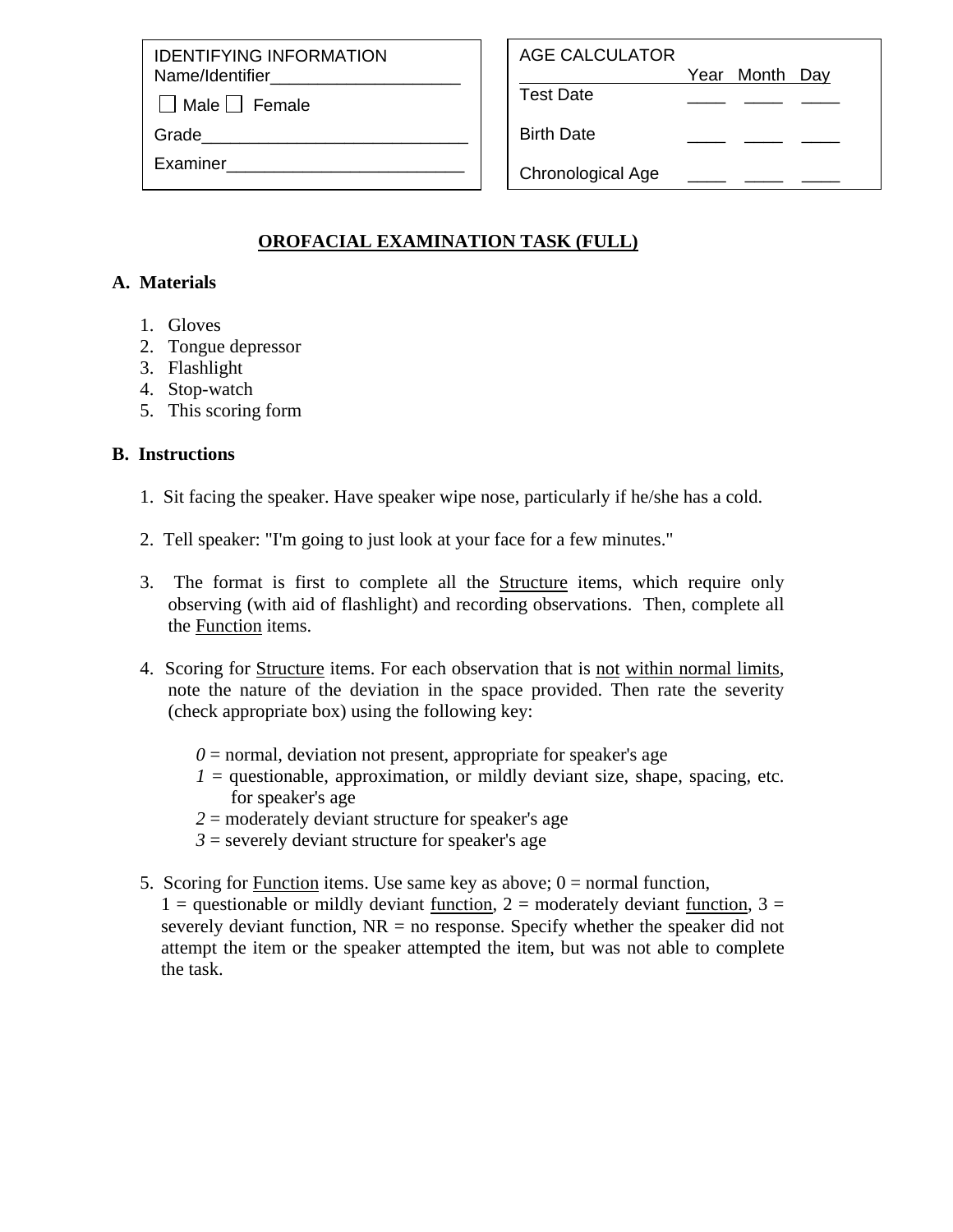| IDENTIFYING INFORMATION |
|---|
| Name/Identifier____________________ |
| ☐ Male ☐ Female |
| Grade____________________________ |
| Examiner_________________________ |

| AGE CALCULATOR | Year | Month | Day |
|---|---|---|---|
| Test Date | ____ | ____ | ____ |
| Birth Date | ____ | ____ | ____ |
| Chronological Age | ____ | ____ | ____ |

# OROFACIAL EXAMINATION TASK (FULL)

## A. Materials

1. Gloves
2. Tongue depressor
3. Flashlight
4. Stop-watch
5. This scoring form

## B. Instructions

1. Sit facing the speaker. Have speaker wipe nose, particularly if he/she has a cold.

2. Tell speaker: "I'm going to just look at your face for a few minutes."

3. The format is first to complete all the Structure items, which require only observing (with aid of flashlight) and recording observations. Then, complete all the Function items.

4. Scoring for Structure items. For each observation that is not within normal limits, note the nature of the deviation in the space provided. Then rate the severity (check appropriate box) using the following key:

   *0* = normal, deviation not present, appropriate for speaker's age
   *1* = questionable, approximation, or mildly deviant size, shape, spacing, etc. for speaker's age
   *2* = moderately deviant structure for speaker's age
   *3* = severely deviant structure for speaker's age

5. Scoring for Function items. Use same key as above; 0 = normal function, 1 = questionable or mildly deviant function, 2 = moderately deviant function, 3 = severely deviant function, NR = no response. Specify whether the speaker did not attempt the item or the speaker attempted the item, but was not able to complete the task.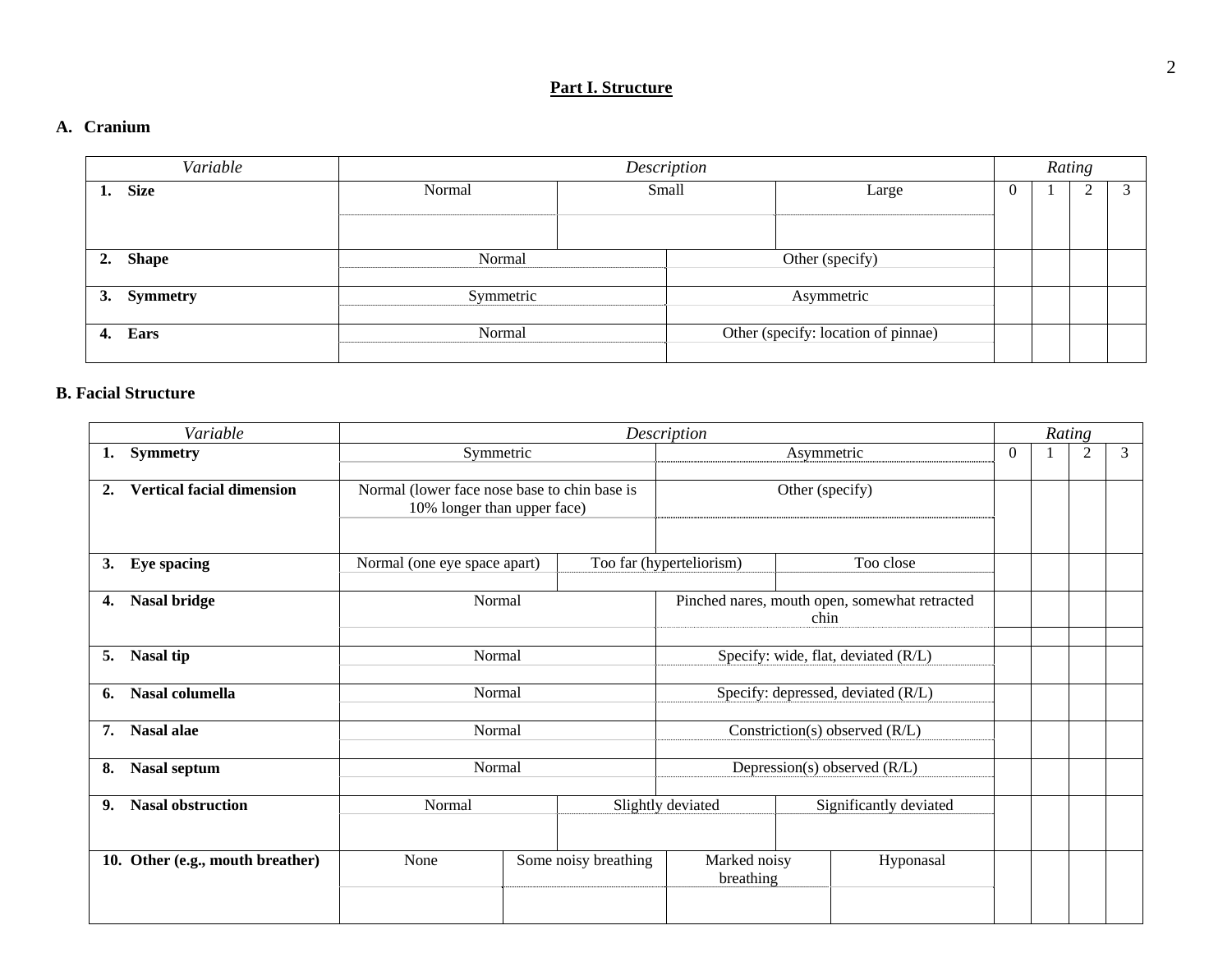## Part I. Structure

### A. Cranium

| *Variable* | *Description* | | | | *Rating* | | | |
|---|---|---|---|---|---|---|---|---|
| **1. Size** | Normal | Small | Large | | 0 | 1 | 2 | 3 |
| | | | | | | | | |
| **2. Shape** | Normal | Other (specify) | | | | | | |
| | | | | | | | | |
| **3. Symmetry** | Symmetric | Asymmetric | | | | | | |
| | | | | | | | | |
| **4. Ears** | Normal | Other (specify: location of pinnae) | | | | | | |
| | | | | | | | | |

### B. Facial Structure

| *Variable* | *Description* | | | | *Rating* | | | |
|---|---|---|---|---|---|---|---|---|
| **1. Symmetry** | Symmetric | Asymmetric | | | 0 | 1 | 2 | 3 |
| | | | | | | | | |
| **2. Vertical facial dimension** | Normal (lower face nose base to chin base is 10% longer than upper face) | Other (specify) | | | | | | |
| | | | | | | | | |
| **3. Eye spacing** | Normal (one eye space apart) | Too far (hyperteliorism) | Too close | | | | | |
| | | | | | | | | |
| **4. Nasal bridge** | Normal | Pinched nares, mouth open, somewhat retracted chin | | | | | | |
| | | | | | | | | |
| **5. Nasal tip** | Normal | Specify: wide, flat, deviated (R/L) | | | | | | |
| | | | | | | | | |
| **6. Nasal columella** | Normal | Specify: depressed, deviated (R/L) | | | | | | |
| | | | | | | | | |
| **7. Nasal alae** | Normal | Constriction(s) observed (R/L) | | | | | | |
| | | | | | | | | |
| **8. Nasal septum** | Normal | Depression(s) observed (R/L) | | | | | | |
| | | | | | | | | |
| **9. Nasal obstruction** | Normal | Slightly deviated | Significantly deviated | | | | | |
| | | | | | | | | |
| **10. Other (e.g., mouth breather)** | None | Some noisy breathing | Marked noisy breathing | Hyponasal | | | | |
| | | | | | | | | |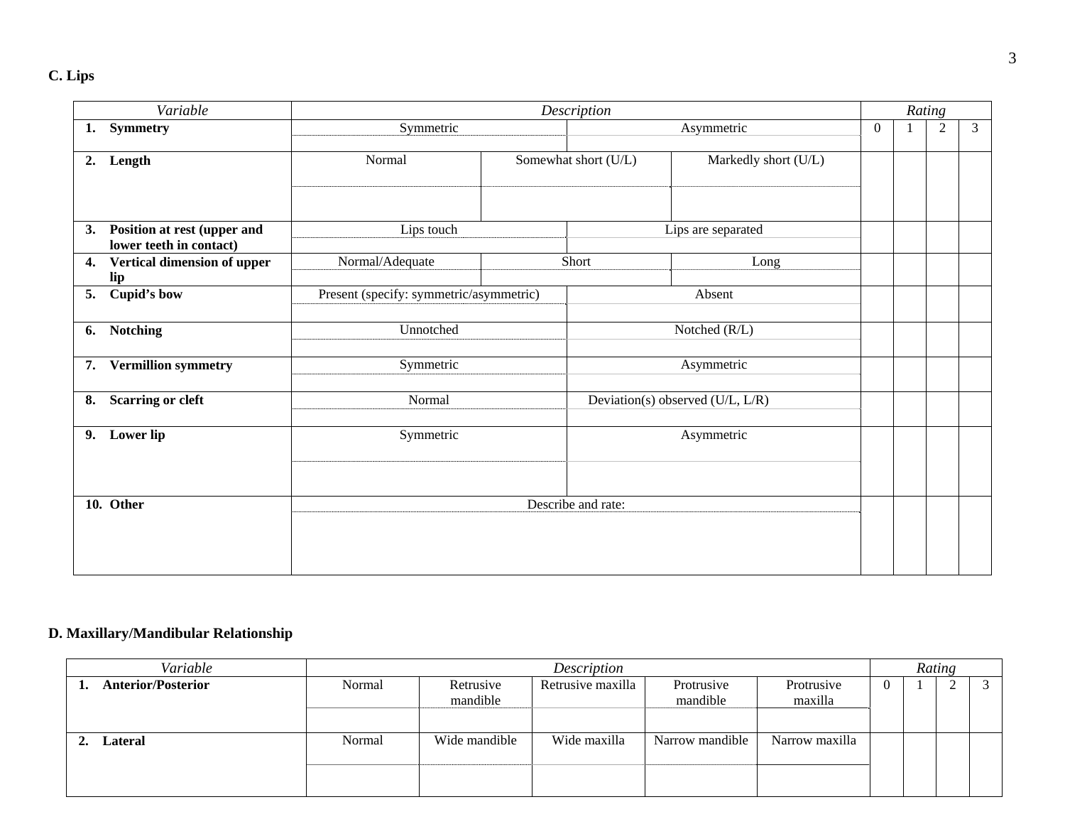## C. Lips

| *Variable* | *Description* | | | *Rating* | | | |
|---|---|---|---|---|---|---|---|
| **1. Symmetry** | Symmetric | Asymmetric | | 0 | 1 | 2 | 3 |
| **2. Length** | Normal | Somewhat short (U/L) | Markedly short (U/L) | | | | |
| **3. Position at rest (upper and lower teeth in contact)** | Lips touch | Lips are separated | | | | | |
| **4. Vertical dimension of upper lip** | Normal/Adequate | Short | Long | | | | |
| **5. Cupid's bow** | Present (specify: symmetric/asymmetric) | Absent | | | | | |
| **6. Notching** | Unnotched | Notched (R/L) | | | | | |
| **7. Vermillion symmetry** | Symmetric | Asymmetric | | | | | |
| **8. Scarring or cleft** | Normal | Deviation(s) observed (U/L, L/R) | | | | | |
| **9. Lower lip** | Symmetric | Asymmetric | | | | | |
| **10. Other** | Describe and rate: | | | | | | |

## D. Maxillary/Mandibular Relationship

| *Variable* | *Description* | | | | | *Rating* | | | |
|---|---|---|---|---|---|---|---|---|---|
| **1. Anterior/Posterior** | Normal | Retrusive mandible | Retrusive maxilla | Protrusive mandible | Protrusive maxilla | 0 | 1 | 2 | 3 |
| **2. Lateral** | Normal | Wide mandible | Wide maxilla | Narrow mandible | Narrow maxilla | | | | |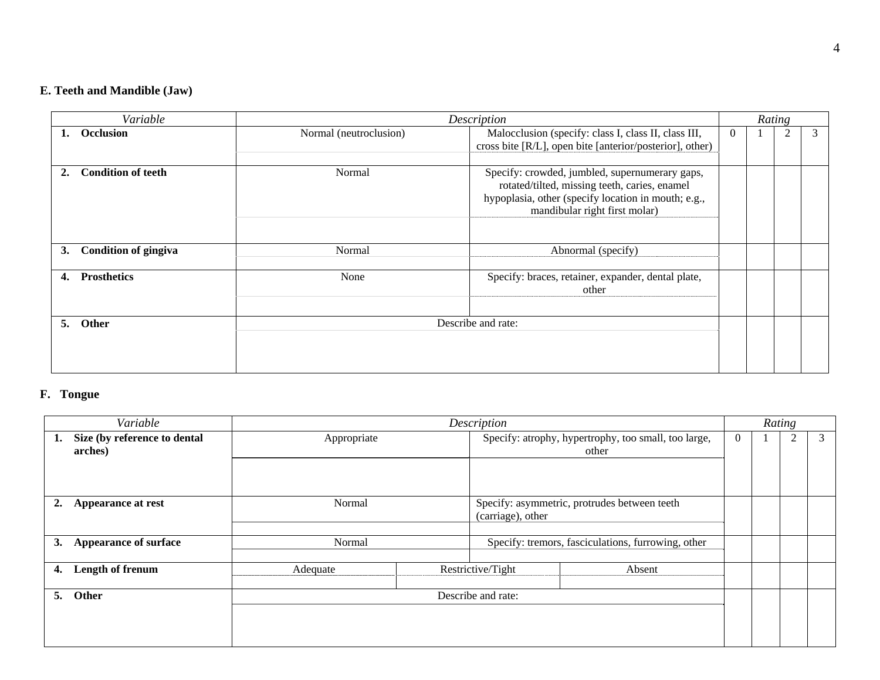### E. Teeth and Mandible (Jaw)

| *Variable* | *Description* | | *Rating* | | | |
|---|---|---|---|---|---|---|
| **1. Occlusion** | Normal (neutroclusion) | Malocclusion (specify: class I, class II, class III, cross bite [R/L], open bite [anterior/posterior], other) | 0 | 1 | 2 | 3 |
| **2. Condition of teeth** | Normal | Specify: crowded, jumbled, supernumerary gaps, rotated/tilted, missing teeth, caries, enamel hypoplasia, other (specify location in mouth; e.g., mandibular right first molar) | | | | |
| **3. Condition of gingiva** | Normal | Abnormal (specify) | | | | |
| **4. Prosthetics** | None | Specify: braces, retainer, expander, dental plate, other | | | | |
| **5. Other** | Describe and rate: | | | | | |

### F. Tongue

| *Variable* | *Description* | | | *Rating* | | | |
|---|---|---|---|---|---|---|---|
| **1. Size (by reference to dental arches)** | Appropriate | Specify: atrophy, hypertrophy, too small, too large, other | | 0 | 1 | 2 | 3 |
| **2. Appearance at rest** | Normal | Specify: asymmetric, protrudes between teeth (carriage), other | | | | | |
| **3. Appearance of surface** | Normal | Specify: tremors, fasciculations, furrowing, other | | | | | |
| **4. Length of frenum** | Adequate | Restrictive/Tight | Absent | | | | |
| **5. Other** | Describe and rate: | | | | | | |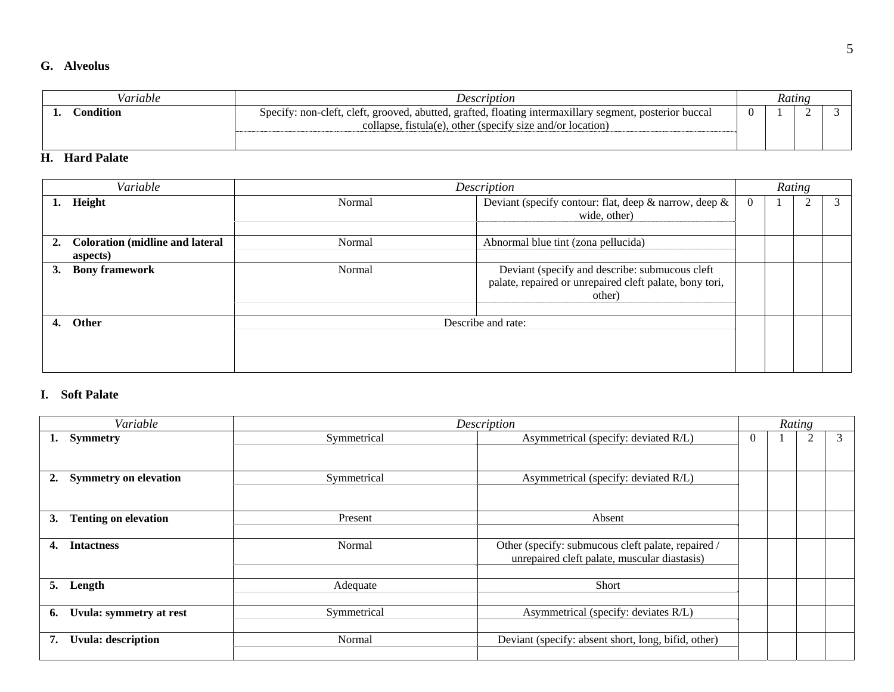## G. Alveolus

| Variable | Description | Rating | | | |
|---|---|---|---|---|---|
| **1. Condition** | Specify: non-cleft, cleft, grooved, abutted, grafted, floating intermaxillary segment, posterior buccal collapse, fistula(e), other (specify size and/or location) | 0 | 1 | 2 | 3 |

## H. Hard Palate

| Variable | Description | | Rating | | | |
|---|---|---|---|---|---|---|
| **1. Height** | Normal | Deviant (specify contour: flat, deep & narrow, deep & wide, other) | 0 | 1 | 2 | 3 |
| **2. Coloration (midline and lateral aspects)** | Normal | Abnormal blue tint (zona pellucida) | | | | |
| **3. Bony framework** | Normal | Deviant (specify and describe: submucous cleft palate, repaired or unrepaired cleft palate, bony tori, other) | | | | |
| **4. Other** | Describe and rate: | | | | | |

## I. Soft Palate

| Variable | Description | | Rating | | | |
|---|---|---|---|---|---|---|
| **1. Symmetry** | Symmetrical | Asymmetrical (specify: deviated R/L) | 0 | 1 | 2 | 3 |
| **2. Symmetry on elevation** | Symmetrical | Asymmetrical (specify: deviated R/L) | | | | |
| **3. Tenting on elevation** | Present | Absent | | | | |
| **4. Intactness** | Normal | Other (specify: submucous cleft palate, repaired / unrepaired cleft palate, muscular diastasis) | | | | |
| **5. Length** | Adequate | Short | | | | |
| **6. Uvula: symmetry at rest** | Symmetrical | Asymmetrical (specify: deviates R/L) | | | | |
| **7. Uvula: description** | Normal | Deviant (specify: absent short, long, bifid, other) | | | | |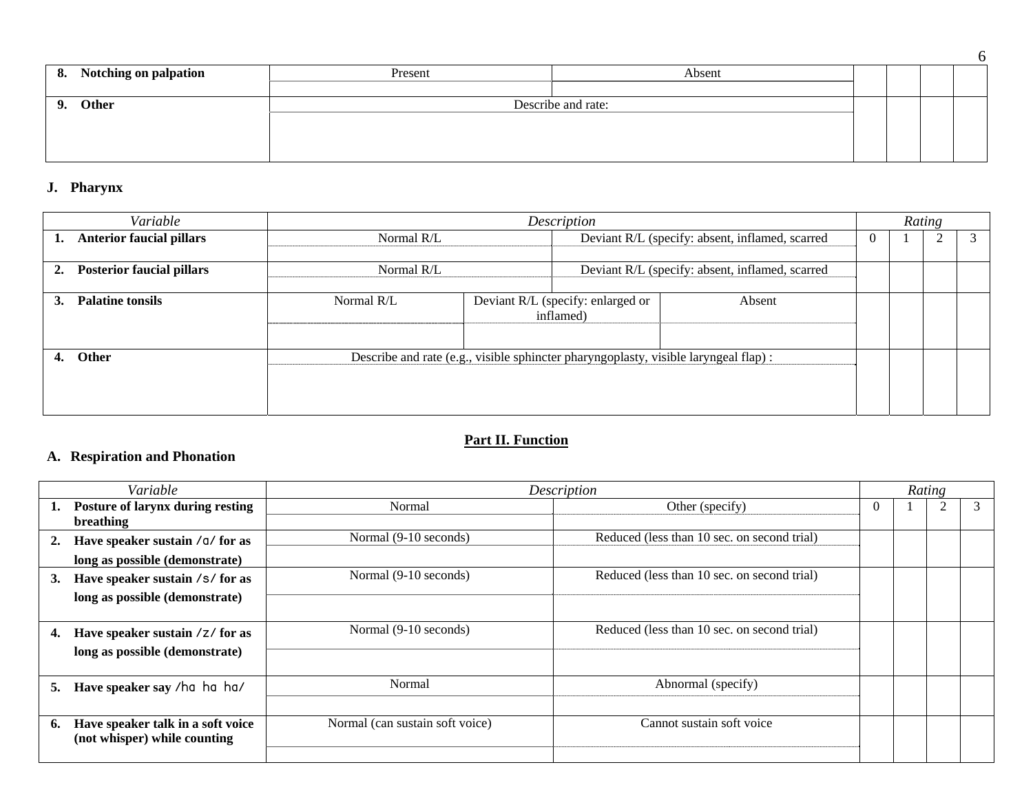| | | | | | | |
|---|---|---|---|---|---|---|
| **8. Notching on palpation** | Present | Absent | | | | |
| | | | | | | |
| **9. Other** | Describe and rate: | | | | | |
| | | | | | | |

### J. Pharynx

| *Variable* | *Description* | | | *Rating* | | | |
|---|---|---|---|---|---|---|---|
| **1. Anterior faucial pillars** | Normal R/L | Deviant R/L (specify: absent, inflamed, scarred | | 0 | 1 | 2 | 3 |
| | | | | | | | |
| **2. Posterior faucial pillars** | Normal R/L | Deviant R/L (specify: absent, inflamed, scarred | | | | | |
| | | | | | | | |
| **3. Palatine tonsils** | Normal R/L | Deviant R/L (specify: enlarged or inflamed) | Absent | | | | |
| | | | | | | | |
| **4. Other** | Describe and rate (e.g., visible sphincter pharyngoplasty, visible laryngeal flap) : | | | | | | |
| | | | | | | | |

## Part II. Function

### A. Respiration and Phonation

| *Variable* | *Description* | | *Rating* | | | |
|---|---|---|---|---|---|---|
| **1. Posture of larynx during resting breathing** | Normal | Other (specify) | 0 | 1 | 2 | 3 |
| | | | | | | |
| **2. Have speaker sustain /ɑ/ for as long as possible (demonstrate)** | Normal (9-10 seconds) | Reduced (less than 10 sec. on second trial) | | | | |
| | | | | | | |
| **3. Have speaker sustain /s/ for as long as possible (demonstrate)** | Normal (9-10 seconds) | Reduced (less than 10 sec. on second trial) | | | | |
| | | | | | | |
| **4. Have speaker sustain /z/ for as long as possible (demonstrate)** | Normal (9-10 seconds) | Reduced (less than 10 sec. on second trial) | | | | |
| | | | | | | |
| **5. Have speaker say /hɑ hɑ hɑ/** | Normal | Abnormal (specify) | | | | |
| | | | | | | |
| **6. Have speaker talk in a soft voice (not whisper) while counting** | Normal (can sustain soft voice) | Cannot sustain soft voice | | | | |
| | | | | | | |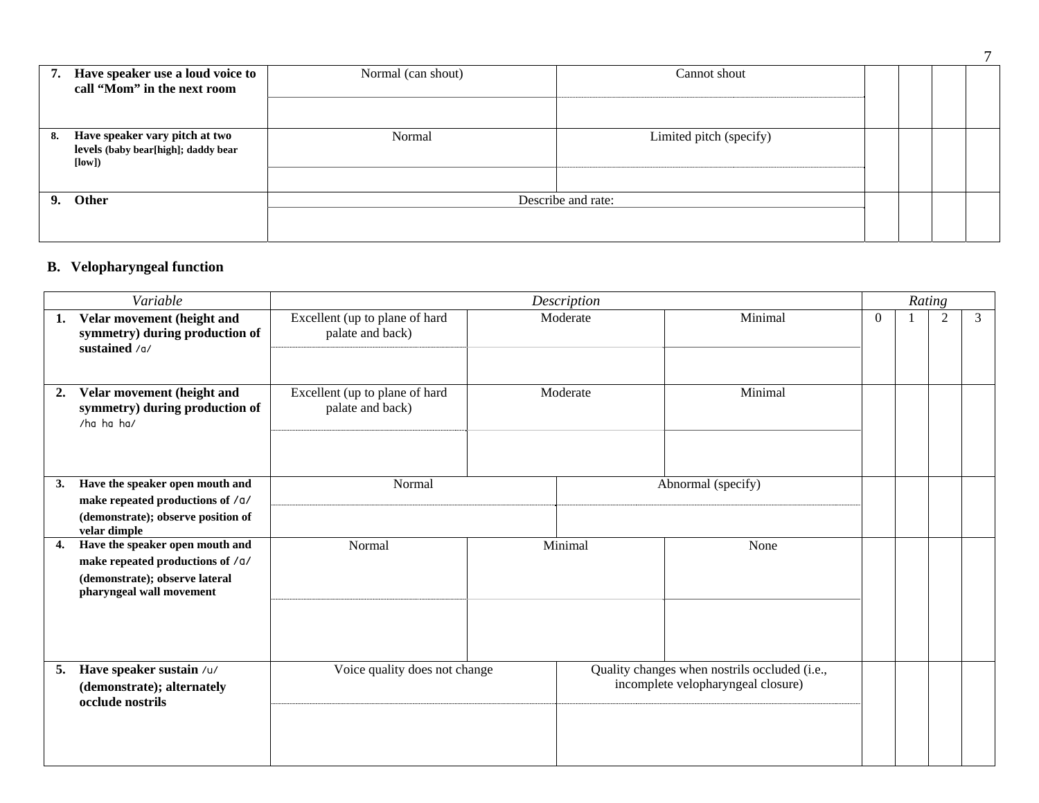| | | | | | | |
|---|---|---|---|---|---|---|
| **7. Have speaker use a loud voice to call "Mom" in the next room** | Normal (can shout) | Cannot shout | | | | |
| **8. Have speaker vary pitch at two levels (baby bear[high]; daddy bear [low])** | Normal | Limited pitch (specify) | | | | |
| **9. Other** | Describe and rate: | | | | | |

## B. Velopharyngeal function

| *Variable* | *Description* | | | *Rating* | | | |
|---|---|---|---|---|---|---|---|
| | | | | 0 | 1 | 2 | 3 |
| **1. Velar movement (height and symmetry) during production of sustained /ɑ/** | Excellent (up to plane of hard palate and back) | Moderate | Minimal | | | | |
| **2. Velar movement (height and symmetry) during production of /hɑ hɑ hɑ/** | Excellent (up to plane of hard palate and back) | Moderate | Minimal | | | | |
| **3. Have the speaker open mouth and make repeated productions of /ɑ/ (demonstrate); observe position of velar dimple** | Normal | Abnormal (specify) | | | | | |
| **4. Have the speaker open mouth and make repeated productions of /ɑ/ (demonstrate); observe lateral pharyngeal wall movement** | Normal | Minimal | None | | | | |
| **5. Have speaker sustain /u/ (demonstrate); alternately occlude nostrils** | Voice quality does not change | Quality changes when nostrils occluded (i.e., incomplete velopharyngeal closure) | | | | | |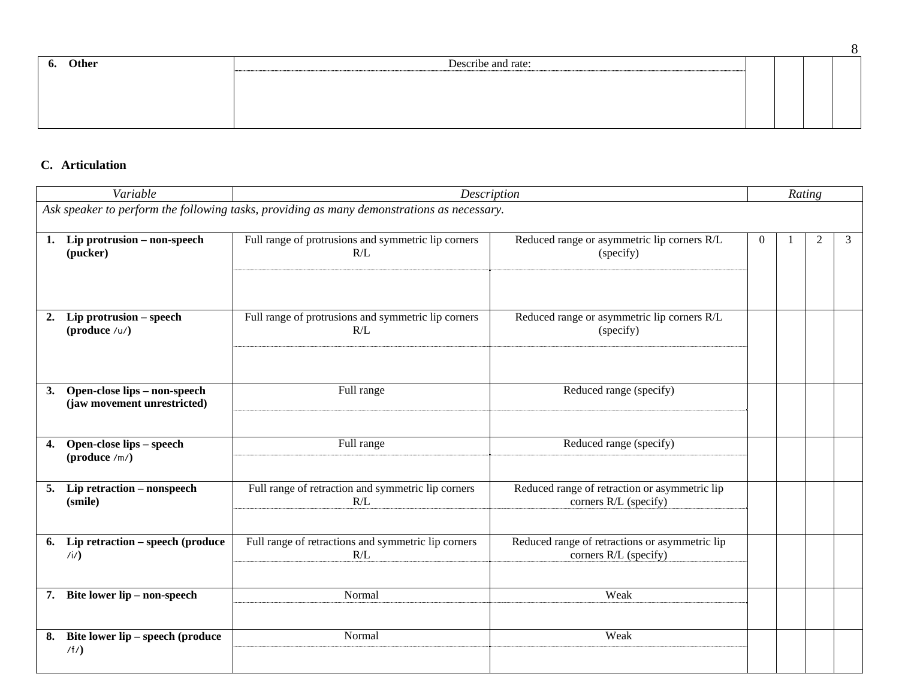| 6. **Other** | Describe and rate: | | | | | |
|---|---|---|---|---|---|---|

## C. Articulation

| *Variable* | *Description* | | *Rating* | | | |
|---|---|---|---|---|---|---|
| *Ask speaker to perform the following tasks, providing as many demonstrations as necessary.* | | | | | | |
| 1. **Lip protrusion – non-speech (pucker)** | Full range of protrusions and symmetric lip corners R/L | Reduced range or asymmetric lip corners R/L (specify) | 0 | 1 | 2 | 3 |
| 2. **Lip protrusion – speech (produce /u/)** | Full range of protrusions and symmetric lip corners R/L | Reduced range or asymmetric lip corners R/L (specify) | | | | |
| 3. **Open-close lips – non-speech (jaw movement unrestricted)** | Full range | Reduced range (specify) | | | | |
| 4. **Open-close lips – speech (produce /m/)** | Full range | Reduced range (specify) | | | | |
| 5. **Lip retraction – nonspeech (smile)** | Full range of retraction and symmetric lip corners R/L | Reduced range of retraction or asymmetric lip corners R/L (specify) | | | | |
| 6. **Lip retraction – speech (produce /i/)** | Full range of retractions and symmetric lip corners R/L | Reduced range of retractions or asymmetric lip corners R/L (specify) | | | | |
| 7. **Bite lower lip – non-speech** | Normal | Weak | | | | |
| 8. **Bite lower lip – speech (produce /f/)** | Normal | Weak | | | | |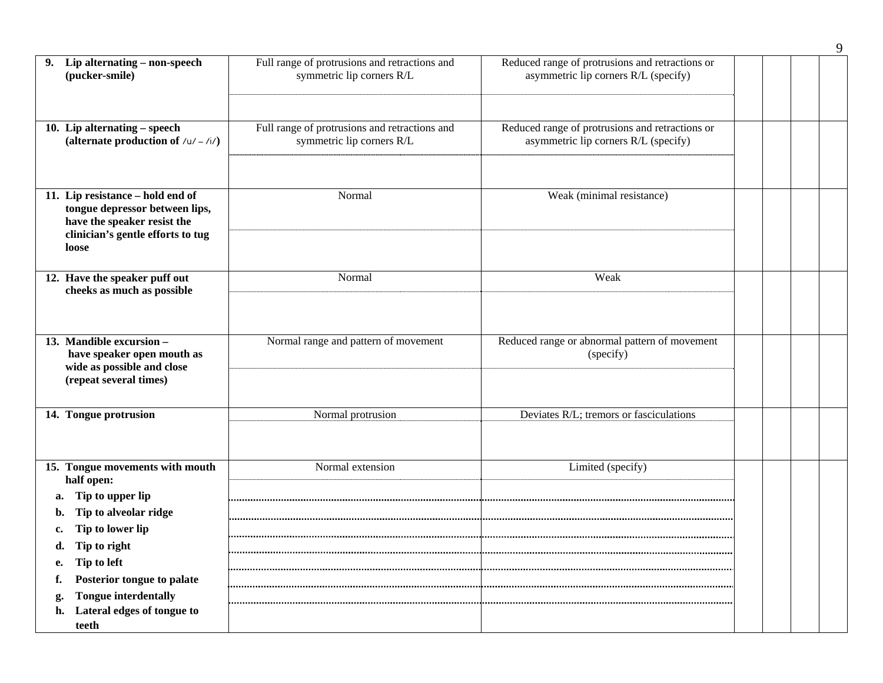| | | | | | | |
|---|---|---|---|---|---|---|
| **9. Lip alternating – non-speech (pucker-smile)** | Full range of protrusions and retractions and symmetric lip corners R/L | Reduced range of protrusions and retractions or asymmetric lip corners R/L (specify) | | | | |
| **10. Lip alternating – speech (alternate production of /u/ – /i/)** | Full range of protrusions and retractions and symmetric lip corners R/L | Reduced range of protrusions and retractions or asymmetric lip corners R/L (specify) | | | | |
| **11. Lip resistance – hold end of tongue depressor between lips, have the speaker resist the clinician's gentle efforts to tug loose** | Normal | Weak (minimal resistance) | | | | |
| **12. Have the speaker puff out cheeks as much as possible** | Normal | Weak | | | | |
| **13. Mandible excursion – have speaker open mouth as wide as possible and close (repeat several times)** | Normal range and pattern of movement | Reduced range or abnormal pattern of movement (specify) | | | | |
| **14. Tongue protrusion** | Normal protrusion | Deviates R/L; tremors or fasciculations | | | | |
| **15. Tongue movements with mouth half open:** | Normal extension | Limited (specify) | | | | |
| **a. Tip to upper lip** | | | | | | |
| **b. Tip to alveolar ridge** | | | | | | |
| **c. Tip to lower lip** | | | | | | |
| **d. Tip to right** | | | | | | |
| **e. Tip to left** | | | | | | |
| **f. Posterior tongue to palate** | | | | | | |
| **g. Tongue interdentally** | | | | | | |
| **h. Lateral edges of tongue to teeth** | | | | | | |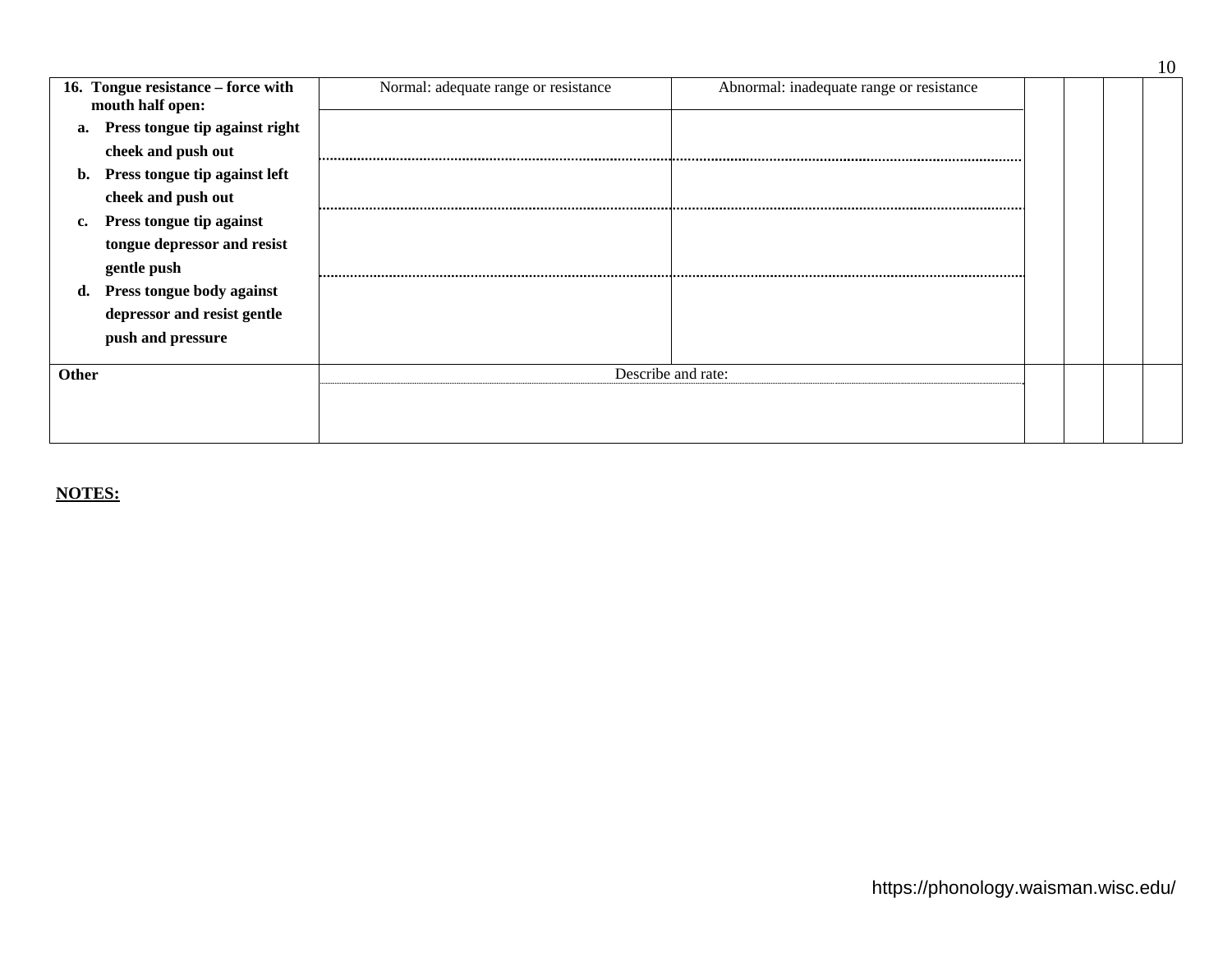| | | | | | | |
|---|---|---|---|---|---|---|
| **16. Tongue resistance – force with mouth half open:** | Normal: adequate range or resistance | Abnormal: inadequate range or resistance | | | | |
| **a. Press tongue tip against right cheek and push out** | | | | | | |
| **b. Press tongue tip against left cheek and push out** | | | | | | |
| **c. Press tongue tip against tongue depressor and resist gentle push** | | | | | | |
| **d. Press tongue body against depressor and resist gentle push and pressure** | | | | | | |
| **Other** | Describe and rate: | | | | | |

**NOTES:**

https://phonology.waisman.wisc.edu/